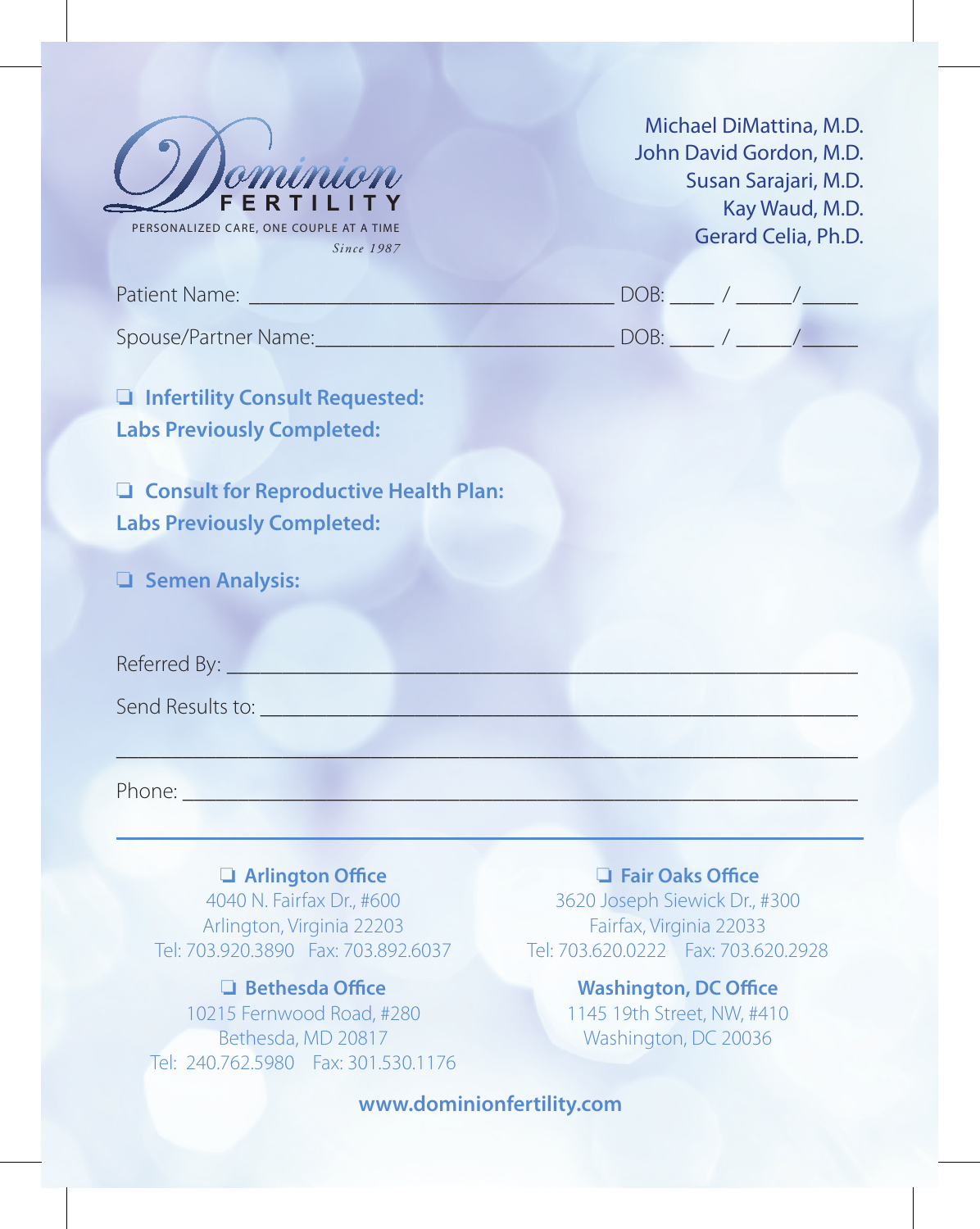# Dominion FERTILITY

PERSONALIZED CARE, ONE COUPLE AT A TIME

*Since 1987*

Michael DiMattina, M.D.
John David Gordon, M.D.
Susan Sarajari, M.D.
Kay Waud, M.D.
Gerard Celia, Ph.D.

Patient Name: ___________________________________ DOB: ____ / _____/_____

Spouse/Partner Name:_____________________________ DOB: ____ / _____/_____

❑ **Infertility Consult Requested:**
**Labs Previously Completed:**

❑ **Consult for Reproductive Health Plan:**
**Labs Previously Completed:**

❑ **Semen Analysis:**

Referred By: ______________________________________________________________

Send Results to: ___________________________________________________________

__________________________________________________________________________

Phone: ___________________________________________________________________

---

❑ **Arlington Office**
4040 N. Fairfax Dr., #600
Arlington, Virginia 22203
Tel: 703.920.3890 Fax: 703.892.6037

❑ **Fair Oaks Office**
3620 Joseph Siewick Dr., #300
Fairfax, Virginia 22033
Tel: 703.620.0222 Fax: 703.620.2928

❑ **Bethesda Office**
10215 Fernwood Road, #280
Bethesda, MD 20817
Tel: 240.762.5980 Fax: 301.530.1176

**Washington, DC Office**
1145 19th Street, NW, #410
Washington, DC 20036

**www.dominionfertility.com**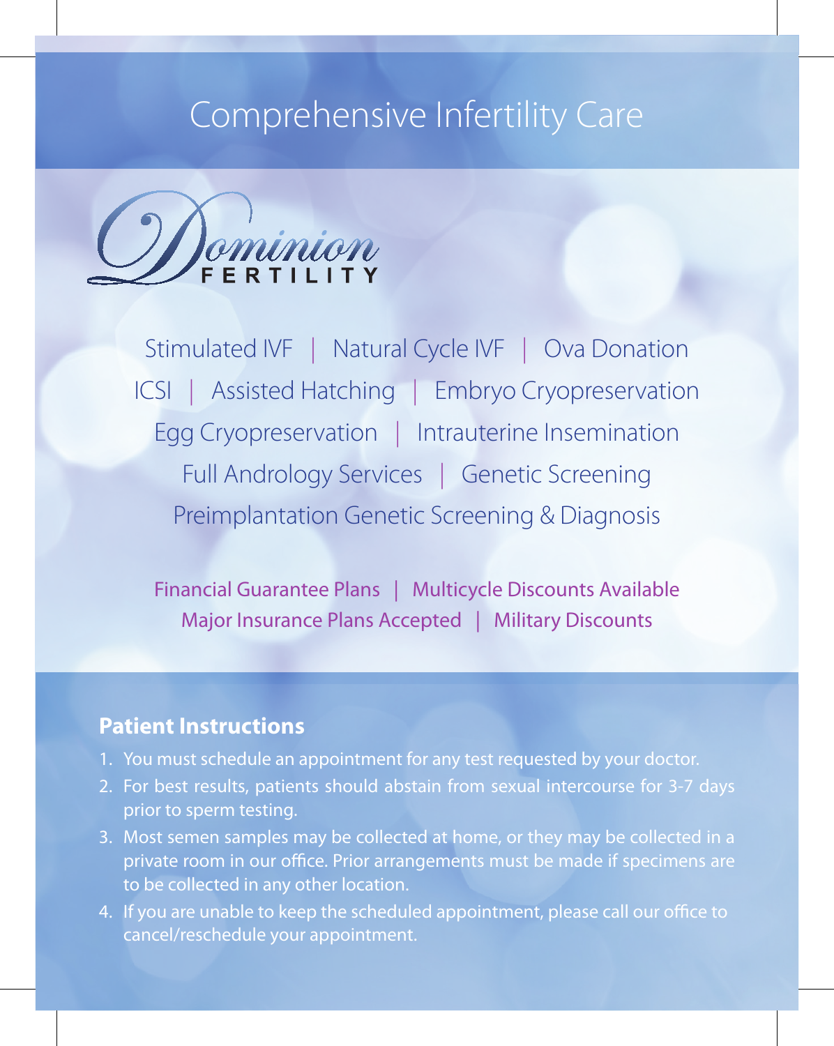# Comprehensive Infertility Care

Dominion
FERTILITY

Stimulated IVF | Natural Cycle IVF | Ova Donation
ICSI | Assisted Hatching | Embryo Cryopreservation
Egg Cryopreservation | Intrauterine Insemination
Full Andrology Services | Genetic Screening
Preimplantation Genetic Screening & Diagnosis

Financial Guarantee Plans | Multicycle Discounts Available
Major Insurance Plans Accepted | Military Discounts

## Patient Instructions

1. You must schedule an appointment for any test requested by your doctor.
2. For best results, patients should abstain from sexual intercourse for 3-7 days prior to sperm testing.
3. Most semen samples may be collected at home, or they may be collected in a private room in our office. Prior arrangements must be made if specimens are to be collected in any other location.
4. If you are unable to keep the scheduled appointment, please call our office to cancel/reschedule your appointment.